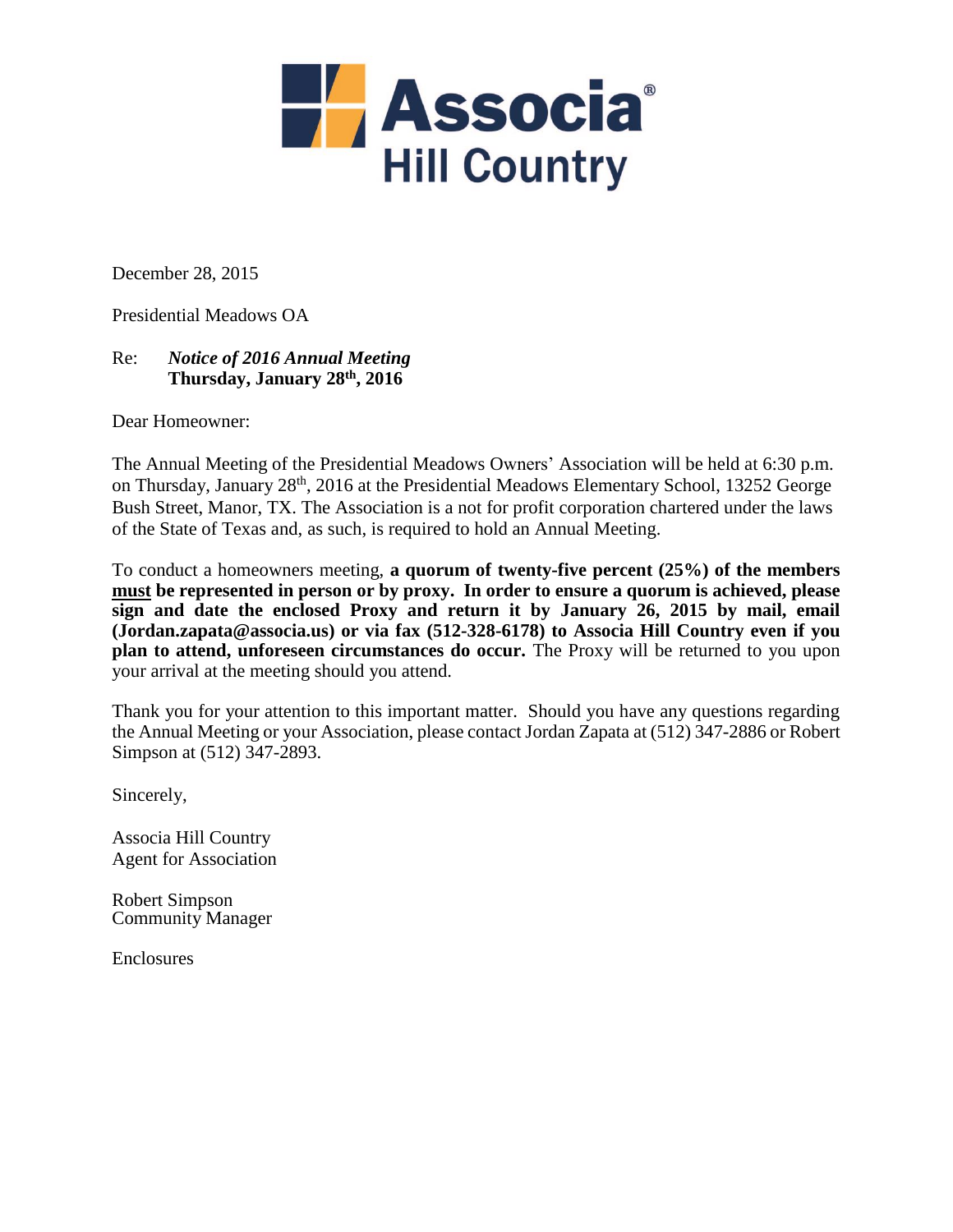**Associa**
**Hill Country**

December 28, 2015

Presidential Meadows OA

Re: ***Notice of 2016 Annual Meeting***
**Thursday, January 28th, 2016**

Dear Homeowner:

The Annual Meeting of the Presidential Meadows Owners' Association will be held at 6:30 p.m. on Thursday, January 28th, 2016 at the Presidential Meadows Elementary School, 13252 George Bush Street, Manor, TX. The Association is a not for profit corporation chartered under the laws of the State of Texas and, as such, is required to hold an Annual Meeting.

To conduct a homeowners meeting, **a quorum of twenty-five percent (25%) of the members must be represented in person or by proxy. In order to ensure a quorum is achieved, please sign and date the enclosed Proxy and return it by January 26, 2015 by mail, email (Jordan.zapata@associa.us) or via fax (512-328-6178) to Associa Hill Country even if you plan to attend, unforeseen circumstances do occur.** The Proxy will be returned to you upon your arrival at the meeting should you attend.

Thank you for your attention to this important matter. Should you have any questions regarding the Annual Meeting or your Association, please contact Jordan Zapata at (512) 347-2886 or Robert Simpson at (512) 347-2893.

Sincerely,

Associa Hill Country
Agent for Association

Robert Simpson
Community Manager

Enclosures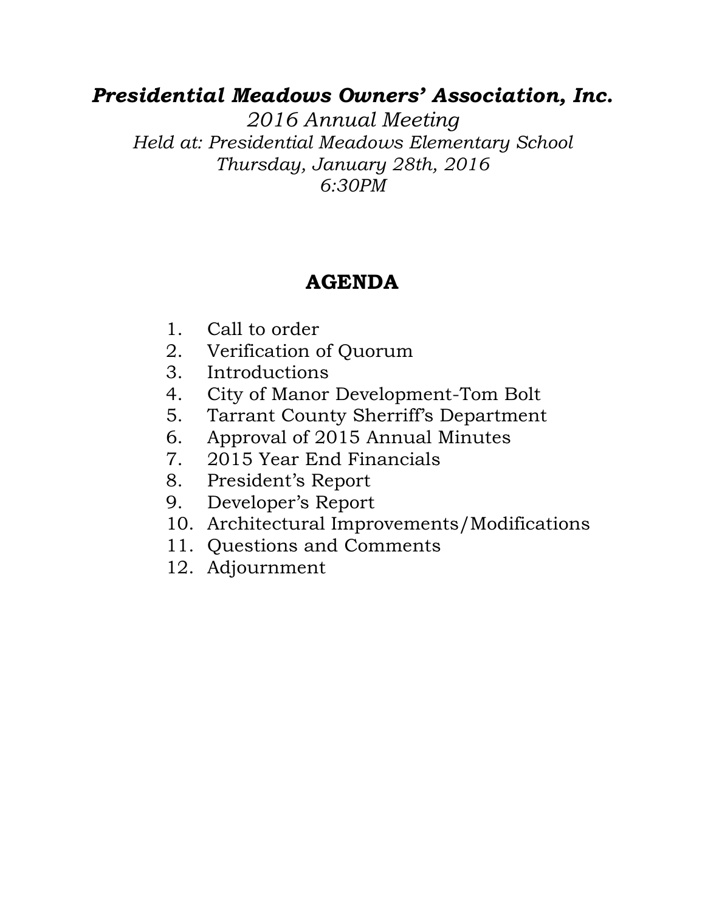# *Presidential Meadows Owners' Association, Inc.*

*2016 Annual Meeting*
*Held at: Presidential Meadows Elementary School*
*Thursday, January 28th, 2016*
*6:30PM*

## AGENDA

1. Call to order
2. Verification of Quorum
3. Introductions
4. City of Manor Development-Tom Bolt
5. Tarrant County Sherriff's Department
6. Approval of 2015 Annual Minutes
7. 2015 Year End Financials
8. President's Report
9. Developer's Report
10. Architectural Improvements/Modifications
11. Questions and Comments
12. Adjournment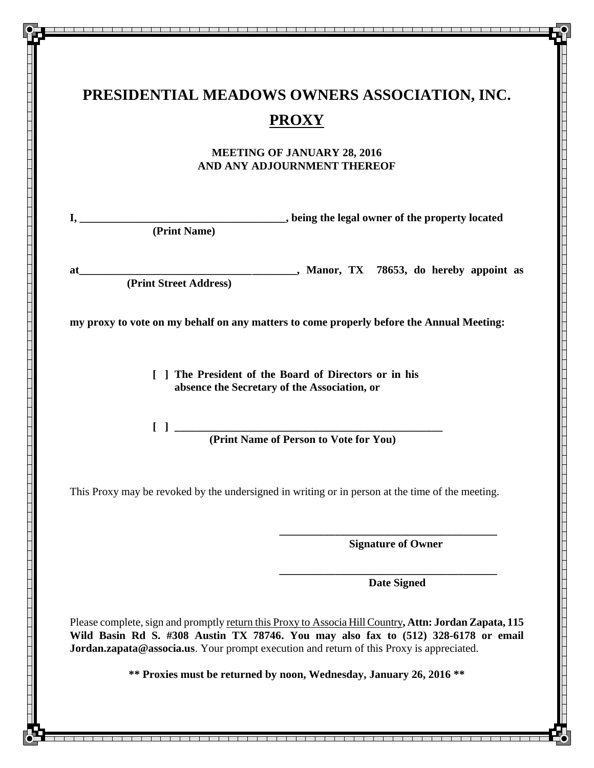# PRESIDENTIAL MEADOWS OWNERS ASSOCIATION, INC.

## PROXY

**MEETING OF JANUARY 28, 2016**
**AND ANY ADJOURNMENT THEREOF**

**I, ______________________________________, being the legal owner of the property located**
**(Print Name)**

**at________________________________________, Manor, TX 78653, do hereby appoint as**
**(Print Street Address)**

**my proxy to vote on my behalf on any matters to come properly before the Annual Meeting:**

**[ ] The President of the Board of Directors or in his absence the Secretary of the Association, or**

**[ ] __________________________________________________**
**(Print Name of Person to Vote for You)**

This Proxy may be revoked by the undersigned in writing or in person at the time of the meeting.

________________________________________
**Signature of Owner**

________________________________________
**Date Signed**

Please complete, sign and promptly return this Proxy to Associa Hill Country**, Attn: Jordan Zapata, 115 Wild Basin Rd S. #308 Austin TX 78746. You may also fax to (512) 328-6178 or email Jordan.zapata@associa.us**. Your prompt execution and return of this Proxy is appreciated.

**\*\* Proxies must be returned by noon, Wednesday, January 26, 2016 \*\***